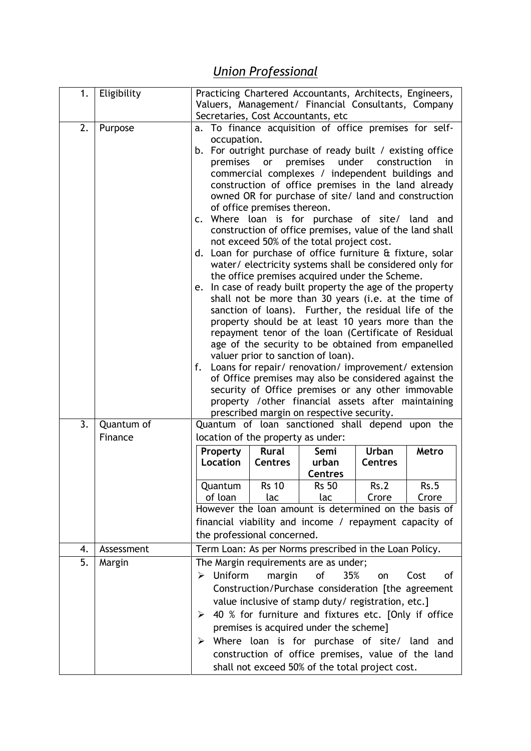# *Union Professional*

| 1. | Eligibility | Practicing Chartered Accountants, Architects, Engineers, Valuers, Management/ Financial Consultants, Company Secretaries, Cost Accountants, etc |
|---|---|---|
| 2. | Purpose | a. To finance acquisition of office premises for self-occupation.<br>b. For outright purchase of ready built / existing office premises or premises under construction in commercial complexes / independent buildings and construction of office premises in the land already owned OR for purchase of site/ land and construction of office premises thereon.<br>c. Where loan is for purchase of site/ land and construction of office premises, value of the land shall not exceed 50% of the total project cost.<br>d. Loan for purchase of office furniture & fixture, solar water/ electricity systems shall be considered only for the office premises acquired under the Scheme.<br>e. In case of ready built property the age of the property shall not be more than 30 years (i.e. at the time of sanction of loans). Further, the residual life of the property should be at least 10 years more than the repayment tenor of the loan (Certificate of Residual age of the security to be obtained from empanelled valuer prior to sanction of loan).<br>f. Loans for repair/ renovation/ improvement/ extension of Office premises may also be considered against the security of Office premises or any other immovable property /other financial assets after maintaining prescribed margin on respective security. |
| 3. | Quantum of Finance | Quantum of loan sanctioned shall depend upon the location of the property as under:<br><br>**Property Location** / **Rural Centres**: Rs 10 lac / **Semi urban Centres**: Rs 50 lac / **Urban Centres**: Rs.2 Crore / **Metro**: Rs.5 Crore (Quantum of loan)<br><br>However the loan amount is determined on the basis of financial viability and income / repayment capacity of the professional concerned. |
| 4. | Assessment | Term Loan: As per Norms prescribed in the Loan Policy. |
| 5. | Margin | The Margin requirements are as under;<br>➢ Uniform margin of 35% on Cost of Construction/Purchase consideration [the agreement value inclusive of stamp duty/ registration, etc.]<br>➢ 40 % for furniture and fixtures etc. [Only if office premises is acquired under the scheme]<br>➢ Where loan is for purchase of site/ land and construction of office premises, value of the land shall not exceed 50% of the total project cost. |

Quantum of Finance (nested table):

| Property Location | Rural Centres | Semi urban Centres | Urban Centres | Metro |
|---|---|---|---|---|
| Quantum of loan | Rs 10 lac | Rs 50 lac | Rs.2 Crore | Rs.5 Crore |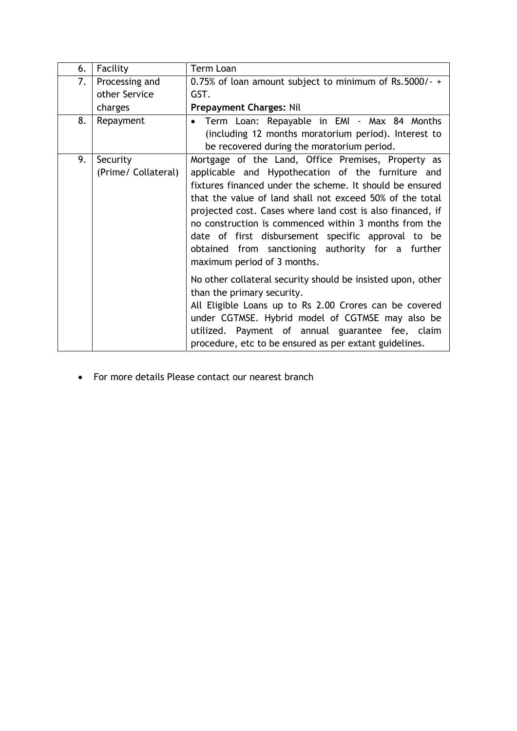| | | |
|---|---|---|
| 6. | Facility | Term Loan |
| 7. | Processing and other Service charges | 0.75% of loan amount subject to minimum of Rs.5000/- + GST.<br>**Prepayment Charges:** Nil |
| 8. | Repayment | • Term Loan: Repayable in EMI - Max 84 Months (including 12 months moratorium period). Interest to be recovered during the moratorium period. |
| 9. | Security (Prime/ Collateral) | Mortgage of the Land, Office Premises, Property as applicable and Hypothecation of the furniture and fixtures financed under the scheme. It should be ensured that the value of land shall not exceed 50% of the total projected cost. Cases where land cost is also financed, if no construction is commenced within 3 months from the date of first disbursement specific approval to be obtained from sanctioning authority for a further maximum period of 3 months.<br><br>No other collateral security should be insisted upon, other than the primary security.<br>All Eligible Loans up to Rs 2.00 Crores can be covered under CGTMSE. Hybrid model of CGTMSE may also be utilized. Payment of annual guarantee fee, claim procedure, etc to be ensured as per extant guidelines. |

- For more details Please contact our nearest branch